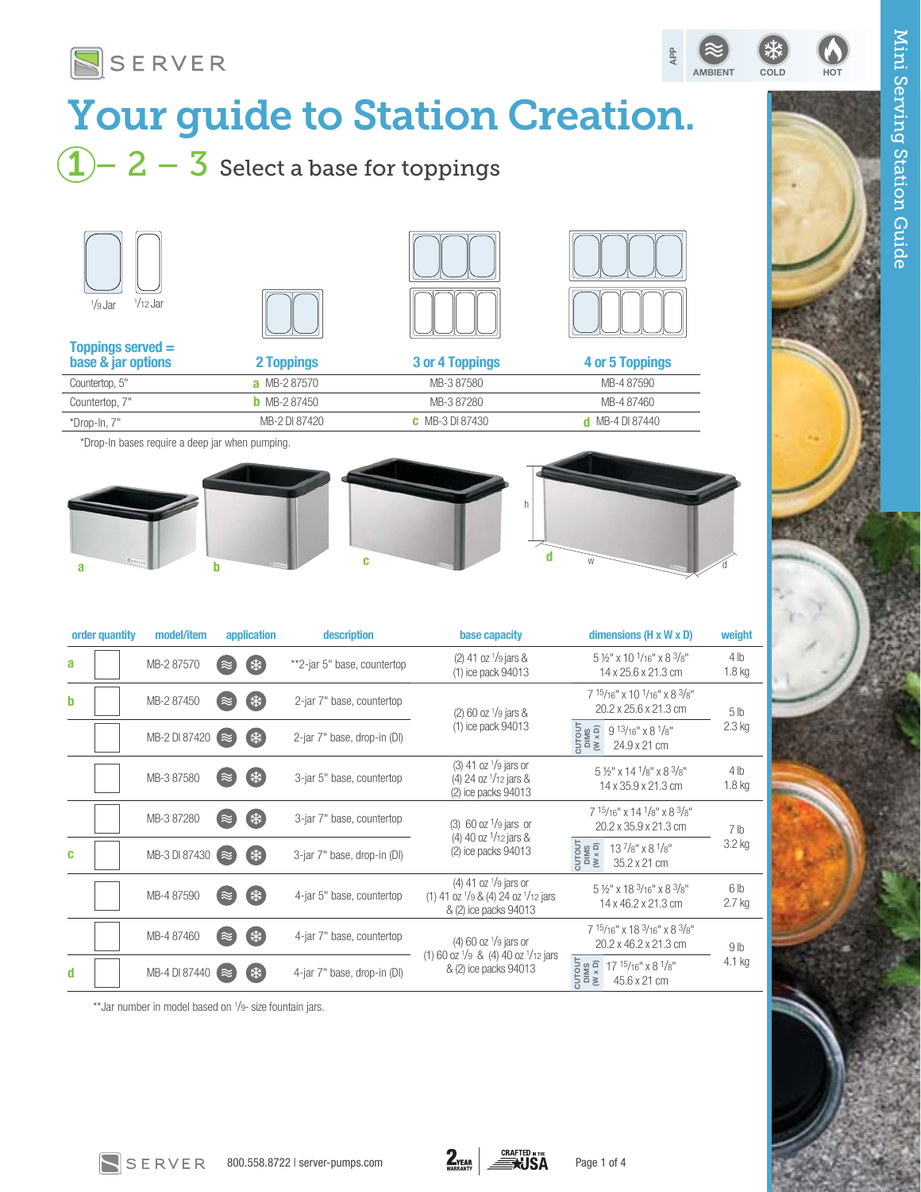SERVER

APP: AMBIENT | COLD | HOT

Mini Serving Station Guide

# Your guide to Station Creation.

## 1 – 2 – 3 Select a base for toppings

1/9 Jar 1/12 Jar

| Toppings served = base & jar options | 2 Toppings | 3 or 4 Toppings | 4 or 5 Toppings |
|---|---|---|---|
| Countertop, 5" | a MB-2 87570 | MB-3 87580 | MB-4 87590 |
| Countertop, 7" | b MB-2 87450 | MB-3 87280 | MB-4 87460 |
| *Drop-In, 7" | MB-2 DI 87420 | c MB-3 DI 87430 | d MB-4 DI 87440 |

*Drop-In bases require a deep jar when pumping.

| | order quantity | model/item | application | description | base capacity | dimensions (H x W x D) | weight |
|---|---|---|---|---|---|---|---|
| a | | MB-2 87570 | Ambient, Cold | **2-jar 5" base, countertop | (2) 41 oz 1/9 jars & (1) ice pack 94013 | 5 ½" x 10 1/16" x 8 3/8" 14 x 25.6 x 21.3 cm | 4 lb 1.8 kg |
| b | | MB-2 87450 | Ambient, Cold | 2-jar 7" base, countertop | (2) 60 oz 1/9 jars & (1) ice pack 94013 | 7 15/16" x 10 1/16" x 8 3/8" 20.2 x 25.6 x 21.3 cm | 5 lb 2.3 kg |
| | | MB-2 DI 87420 | Ambient, Cold | 2-jar 7" base, drop-in (DI) | | CUTOUT DIMS (W x D) 9 13/16" x 8 1/8" 24.9 x 21 cm | |
| | | MB-3 87580 | Ambient, Cold | 3-jar 5" base, countertop | (3) 41 oz 1/9 jars or (4) 24 oz 1/12 jars & (2) ice packs 94013 | 5 ½" x 14 1/8" x 8 3/8" 14 x 35.9 x 21.3 cm | 4 lb 1.8 kg |
| | | MB-3 87280 | Ambient, Cold | 3-jar 7" base, countertop | (3) 60 oz 1/9 jars or (4) 40 oz 1/12 jars & (2) ice packs 94013 | 7 15/16" x 14 1/8" x 8 3/8" 20.2 x 35.9 x 21.3 cm | 7 lb 3.2 kg |
| c | | MB-3 DI 87430 | Ambient, Cold | 3-jar 7" base, drop-in (DI) | | CUTOUT DIMS (W x D) 13 7/8" x 8 1/8" 35.2 x 21 cm | |
| | | MB-4 87590 | Ambient, Cold | 4-jar 5" base, countertop | (4) 41 oz 1/9 jars or (1) 41 oz 1/9 & (4) 24 oz 1/12 jars & (2) ice packs 94013 | 5 ½" x 18 3/16" x 8 3/8" 14 x 46.2 x 21.3 cm | 6 lb 2.7 kg |
| | | MB-4 87460 | Ambient, Cold | 4-jar 7" base, countertop | (4) 60 oz 1/9 jars or (1) 60 oz 1/9 & (4) 40 oz 1/12 jars & (2) ice packs 94013 | 7 15/16" x 18 3/16" x 8 3/8" 20.2 x 46.2 x 21.3 cm | 9 lb 4.1 kg |
| d | | MB-4 DI 87440 | Ambient, Cold | 4-jar 7" base, drop-in (DI) | | CUTOUT DIMS (W x D) 17 15/16" x 8 1/8" 45.6 x 21 cm | |

**Jar number in model based on 1/9- size fountain jars.

SERVER 800.558.8722 | server-pumps.com — 2 YEAR WARRANTY — CRAFTED IN THE USA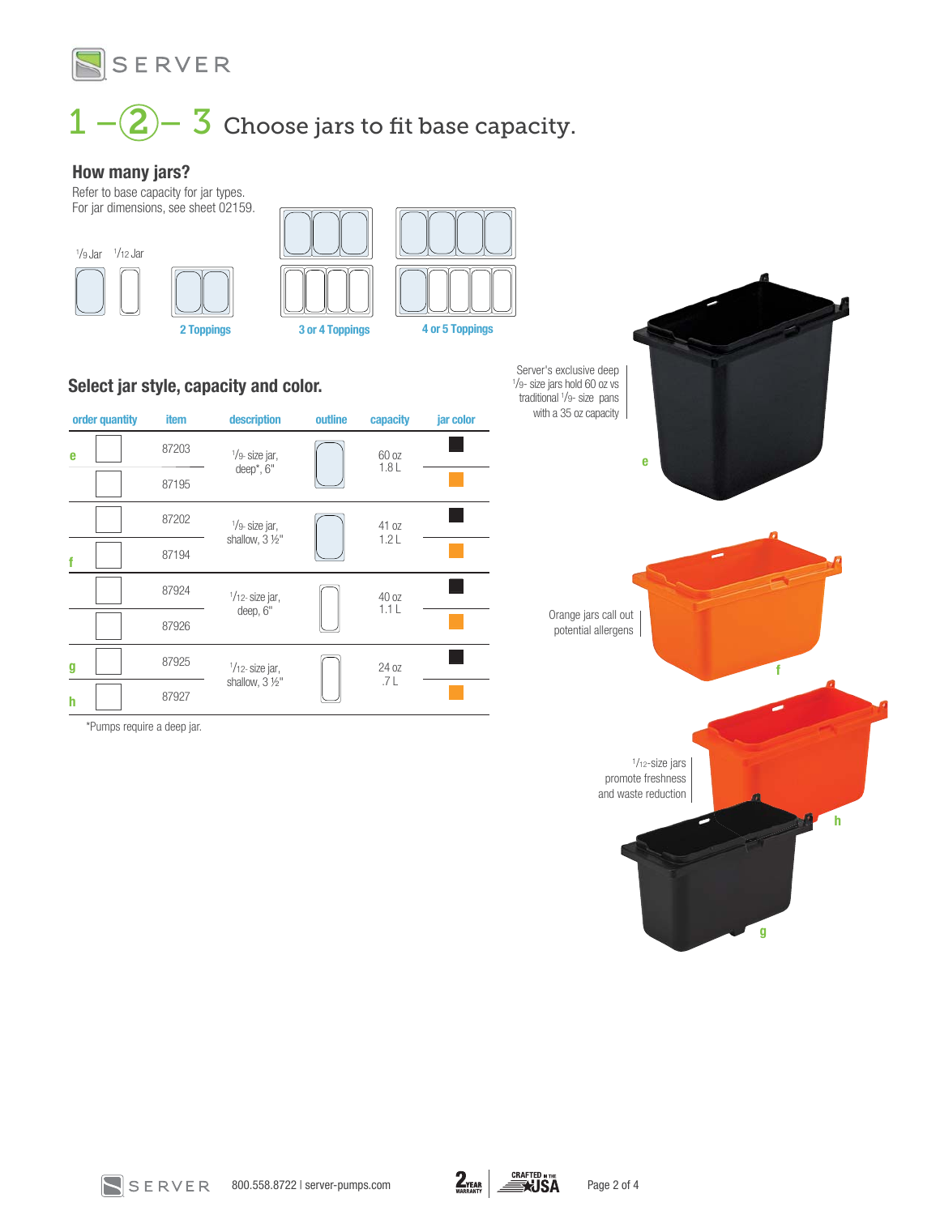# 1 –②– 3 Choose jars to fit base capacity.

## How many jars?

Refer to base capacity for jar types.
For jar dimensions, see sheet 02159.

1/9 Jar 1/12 Jar

2 Toppings

3 or 4 Toppings

4 or 5 Toppings

## Select jar style, capacity and color.

| order quantity | | item | description | outline | capacity | jar color |
|---|---|---|---|---|---|---|
| e | ☐ | 87203 | 1/9- size jar, deep*, 6" | | 60 oz 1.8 L | black |
| | ☐ | 87195 | | | | orange |
| | ☐ | 87202 | 1/9- size jar, shallow, 3 ½" | | 41 oz 1.2 L | black |
| f | ☐ | 87194 | | | | orange |
| | ☐ | 87924 | 1/12- size jar, deep, 6" | | 40 oz 1.1 L | black |
| | ☐ | 87926 | | | | orange |
| g | ☐ | 87925 | 1/12- size jar, shallow, 3 ½" | | 24 oz .7 L | black |
| h | ☐ | 87927 | | | | orange |

*Pumps require a deep jar.

Server's exclusive deep 1/9- size jars hold 60 oz vs traditional 1/9- size pans with a 35 oz capacity

e

Orange jars call out potential allergens

f

1/12-size jars promote freshness and waste reduction

h

g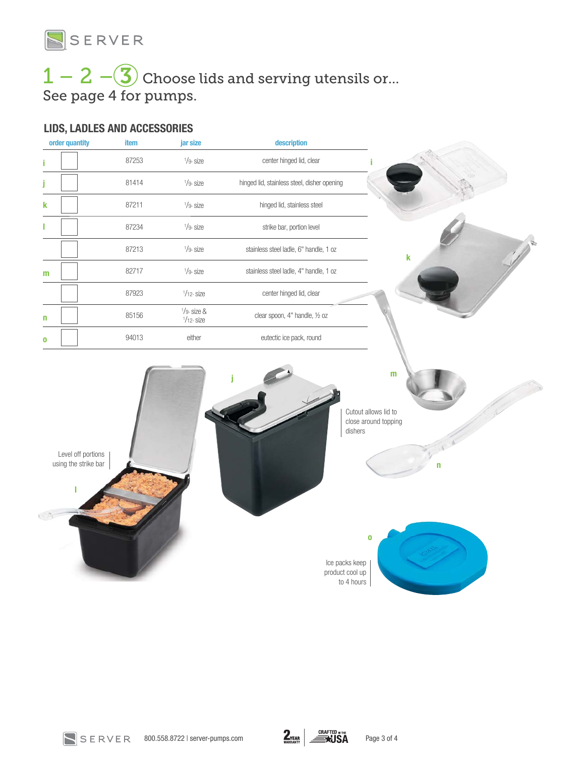## 1 – 2 – 3 Choose lids and serving utensils or...

See page 4 for pumps.

### LIDS, LADLES AND ACCESSORIES

| | order quantity | item | jar size | description |
|---|---|---|---|---|
| i | | 87253 | 1/9- size | center hinged lid, clear |
| j | | 81414 | 1/9- size | hinged lid, stainless steel, disher opening |
| k | | 87211 | 1/9- size | hinged lid, stainless steel |
| l | | 87234 | 1/9- size | strike bar, portion level |
| | | 87213 | 1/9- size | stainless steel ladle, 6" handle, 1 oz |
| m | | 82717 | 1/9- size | stainless steel ladle, 4" handle, 1 oz |
| | | 87923 | 1/12- size | center hinged lid, clear |
| n | | 85156 | 1/9- size & 1/12- size | clear spoon, 4" handle, ½ oz |
| o | | 94013 | either | eutectic ice pack, round |

Cutout allows lid to close around topping dishers

Level off portions using the strike bar

Ice packs keep product cool up to 4 hours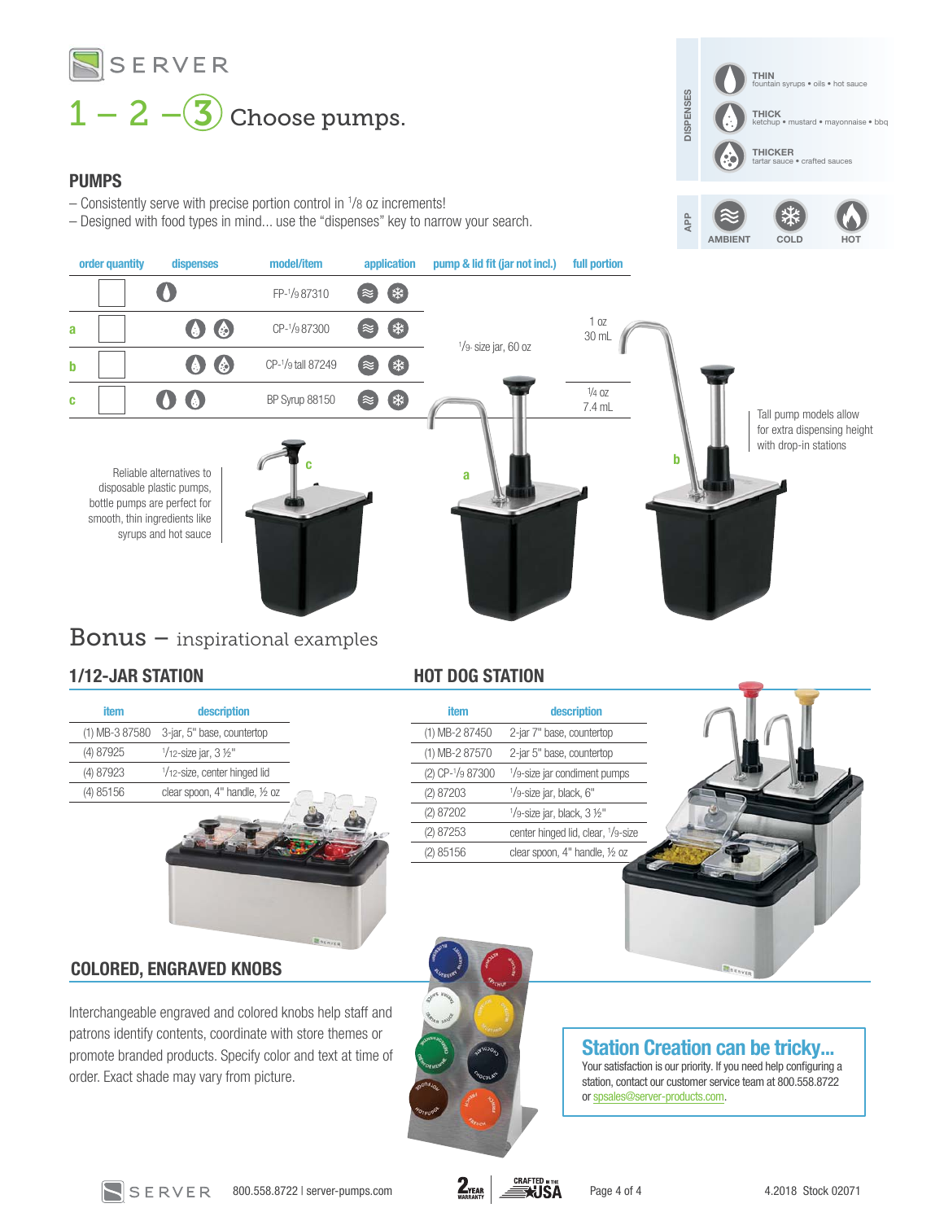# SERVER

# 1 – 2 – 3 Choose pumps.

## PUMPS

– Consistently serve with precise portion control in 1/8 oz increments!
– Designed with food types in mind... use the "dispenses" key to narrow your search.

DISPENSES
- THIN: fountain syrups • oils • hot sauce
- THICK: ketchup • mustard • mayonnaise • bbq
- THICKER: tartar sauce • crafted sauces

APP
- AMBIENT
- COLD
- HOT

| | order quantity | dispenses | model/item | application | pump & lid fit (jar not incl.) | full portion |
|---|---|---|---|---|---|---|
| | | THIN | FP-1/9 87310 | AMBIENT, COLD | 1/9- size jar, 60 oz | 1 oz 30 mL |
| a | | THICK, THICKER | CP-1/9 87300 | AMBIENT, COLD | 1/9- size jar, 60 oz | 1 oz 30 mL |
| b | | THICK, THICKER | CP-1/9 tall 87249 | AMBIENT, COLD | 1/9- size jar, 60 oz | 1 oz 30 mL |
| c | | THIN, THICK | BP Syrup 88150 | AMBIENT, COLD | 1/9- size jar, 60 oz | 1/4 oz 7.4 mL |

Reliable alternatives to disposable plastic pumps, bottle pumps are perfect for smooth, thin ingredients like syrups and hot sauce

Tall pump models allow for extra dispensing height with drop-in stations

# Bonus – inspirational examples

## 1/12-JAR STATION

| item | description |
|---|---|
| (1) MB-3 87580 | 3-jar, 5" base, countertop |
| (4) 87925 | 1/12-size jar, 3 ½" |
| (4) 87923 | 1/12-size, center hinged lid |
| (4) 85156 | clear spoon, 4" handle, ½ oz |

## HOT DOG STATION

| item | description |
|---|---|
| (1) MB-2 87450 | 2-jar 7" base, countertop |
| (1) MB-2 87570 | 2-jar 5" base, countertop |
| (2) CP-1/9 87300 | 1/9-size jar condiment pumps |
| (2) 87203 | 1/9-size jar, black, 6" |
| (2) 87202 | 1/9-size jar, black, 3 ½" |
| (2) 87253 | center hinged lid, clear, 1/9-size |
| (2) 85156 | clear spoon, 4" handle, ½ oz |

## COLORED, ENGRAVED KNOBS

Interchangeable engraved and colored knobs help staff and patrons identify contents, coordinate with store themes or promote branded products. Specify color and text at time of order. Exact shade may vary from picture.

## Station Creation can be tricky...

Your satisfaction is our priority. If you need help configuring a station, contact our customer service team at 800.558.8722 or spsales@server-products.com.

800.558.8722 | server-pumps.com

2 YEAR WARRANTY | CRAFTED IN THE USA

4.2018 Stock 02071